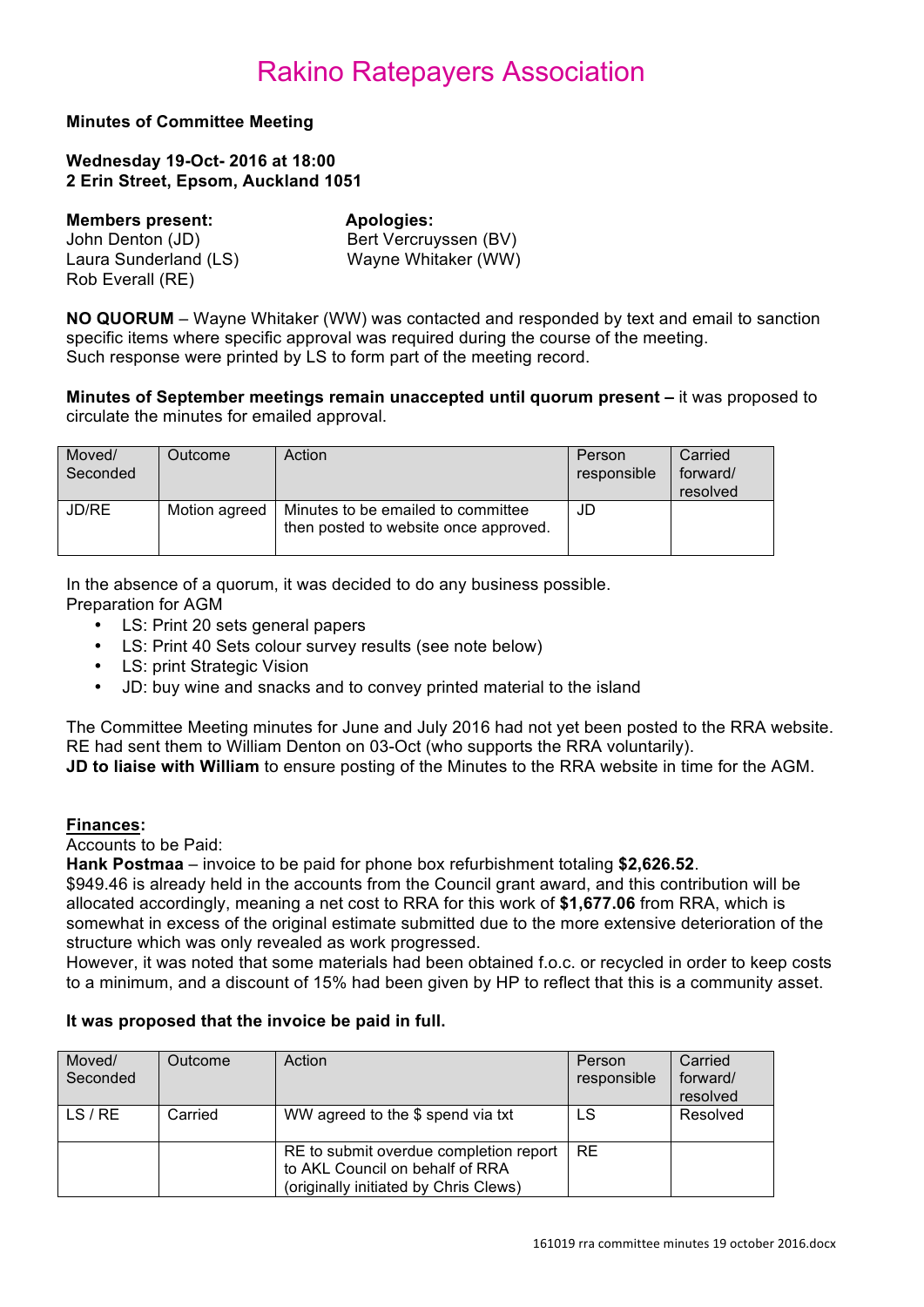# Rakino Ratepayers Association

**Minutes of Committee Meeting**

**Wednesday 19-Oct- 2016 at 18:00**
**2 Erin Street, Epsom, Auckland 1051**

**Members present:**
John Denton (JD)
Laura Sunderland (LS)
Rob Everall (RE)

**Apologies:**
Bert Vercruyssen (BV)
Wayne Whitaker (WW)

**NO QUORUM** – Wayne Whitaker (WW) was contacted and responded by text and email to sanction specific items where specific approval was required during the course of the meeting.
Such response were printed by LS to form part of the meeting record.

**Minutes of September meetings remain unaccepted until quorum present –** it was proposed to circulate the minutes for emailed approval.

| Moved/ Seconded | Outcome | Action | Person responsible | Carried forward/ resolved |
|---|---|---|---|---|
| JD/RE | Motion agreed | Minutes to be emailed to committee then posted to website once approved. | JD | |

In the absence of a quorum, it was decided to do any business possible.
Preparation for AGM

- LS: Print 20 sets general papers
- LS: Print 40 Sets colour survey results (see note below)
- LS: print Strategic Vision
- JD: buy wine and snacks and to convey printed material to the island

The Committee Meeting minutes for June and July 2016 had not yet been posted to the RRA website. RE had sent them to William Denton on 03-Oct (who supports the RRA voluntarily).
**JD to liaise with William** to ensure posting of the Minutes to the RRA website in time for the AGM.

**<u>Finances</u>:**
Accounts to be Paid:
**Hank Postmaa** – invoice to be paid for phone box refurbishment totaling **$2,626.52**.
$949.46 is already held in the accounts from the Council grant award, and this contribution will be allocated accordingly, meaning a net cost to RRA for this work of **$1,677.06** from RRA, which is somewhat in excess of the original estimate submitted due to the more extensive deterioration of the structure which was only revealed as work progressed.
However, it was noted that some materials had been obtained f.o.c. or recycled in order to keep costs to a minimum, and a discount of 15% had been given by HP to reflect that this is a community asset.

**It was proposed that the invoice be paid in full.**

| Moved/ Seconded | Outcome | Action | Person responsible | Carried forward/ resolved |
|---|---|---|---|---|
| LS / RE | Carried | WW agreed to the $ spend via txt | LS | Resolved |
| | | RE to submit overdue completion report to AKL Council on behalf of RRA (originally initiated by Chris Clews) | RE | |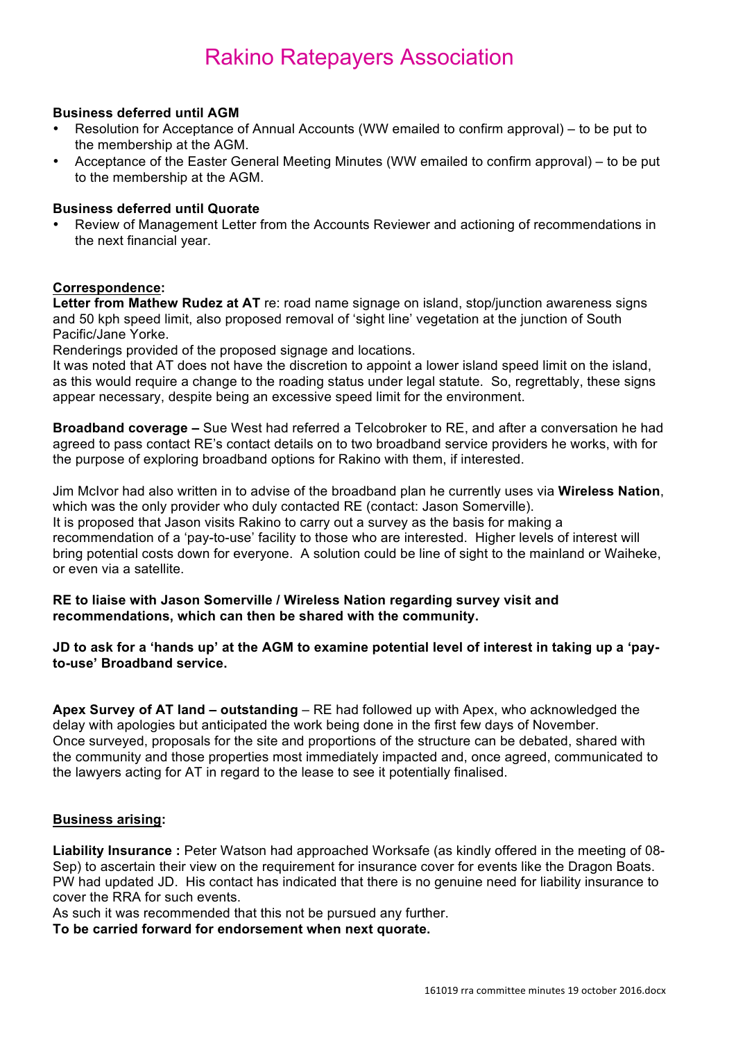# Rakino Ratepayers Association

**Business deferred until AGM**

- Resolution for Acceptance of Annual Accounts (WW emailed to confirm approval) – to be put to the membership at the AGM.
- Acceptance of the Easter General Meeting Minutes (WW emailed to confirm approval) – to be put to the membership at the AGM.

**Business deferred until Quorate**

- Review of Management Letter from the Accounts Reviewer and actioning of recommendations in the next financial year.

**<u>Correspondence</u>:**

**Letter from Mathew Rudez at AT** re: road name signage on island, stop/junction awareness signs and 50 kph speed limit, also proposed removal of 'sight line' vegetation at the junction of South Pacific/Jane Yorke.

Renderings provided of the proposed signage and locations.

It was noted that AT does not have the discretion to appoint a lower island speed limit on the island, as this would require a change to the roading status under legal statute. So, regrettably, these signs appear necessary, despite being an excessive speed limit for the environment.

**Broadband coverage –** Sue West had referred a Telcobroker to RE, and after a conversation he had agreed to pass contact RE's contact details on to two broadband service providers he works, with for the purpose of exploring broadband options for Rakino with them, if interested.

Jim McIvor had also written in to advise of the broadband plan he currently uses via **Wireless Nation**, which was the only provider who duly contacted RE (contact: Jason Somerville).

It is proposed that Jason visits Rakino to carry out a survey as the basis for making a recommendation of a 'pay-to-use' facility to those who are interested. Higher levels of interest will bring potential costs down for everyone. A solution could be line of sight to the mainland or Waiheke, or even via a satellite.

**RE to liaise with Jason Somerville / Wireless Nation regarding survey visit and recommendations, which can then be shared with the community.**

**JD to ask for a 'hands up' at the AGM to examine potential level of interest in taking up a 'pay-to-use' Broadband service.**

**Apex Survey of AT land – outstanding** – RE had followed up with Apex, who acknowledged the delay with apologies but anticipated the work being done in the first few days of November. Once surveyed, proposals for the site and proportions of the structure can be debated, shared with the community and those properties most immediately impacted and, once agreed, communicated to the lawyers acting for AT in regard to the lease to see it potentially finalised.

**<u>Business arising</u>:**

**Liability Insurance :** Peter Watson had approached Worksafe (as kindly offered in the meeting of 08-Sep) to ascertain their view on the requirement for insurance cover for events like the Dragon Boats. PW had updated JD. His contact has indicated that there is no genuine need for liability insurance to cover the RRA for such events.

As such it was recommended that this not be pursued any further.

**To be carried forward for endorsement when next quorate.**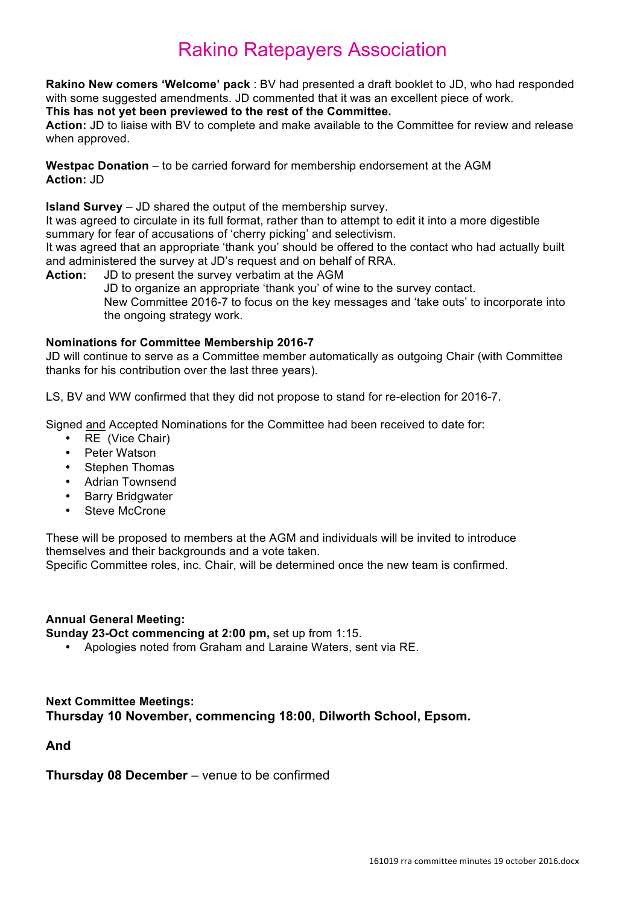# Rakino Ratepayers Association

**Rakino New comers 'Welcome' pack** : BV had presented a draft booklet to JD, who had responded with some suggested amendments. JD commented that it was an excellent piece of work.
**This has not yet been previewed to the rest of the Committee.**
**Action:** JD to liaise with BV to complete and make available to the Committee for review and release when approved.

**Westpac Donation** – to be carried forward for membership endorsement at the AGM
**Action:** JD

**Island Survey** – JD shared the output of the membership survey.
It was agreed to circulate in its full format, rather than to attempt to edit it into a more digestible summary for fear of accusations of 'cherry picking' and selectivism.
It was agreed that an appropriate 'thank you' should be offered to the contact who had actually built and administered the survey at JD's request and on behalf of RRA.
**Action:** JD to present the survey verbatim at the AGM
JD to organize an appropriate 'thank you' of wine to the survey contact.
New Committee 2016-7 to focus on the key messages and 'take outs' to incorporate into the ongoing strategy work.

**Nominations for Committee Membership 2016-7**
JD will continue to serve as a Committee member automatically as outgoing Chair (with Committee thanks for his contribution over the last three years).

LS, BV and WW confirmed that they did not propose to stand for re-election for 2016-7.

Signed and Accepted Nominations for the Committee had been received to date for:

- RE (Vice Chair)
- Peter Watson
- Stephen Thomas
- Adrian Townsend
- Barry Bridgwater
- Steve McCrone

These will be proposed to members at the AGM and individuals will be invited to introduce themselves and their backgrounds and a vote taken.
Specific Committee roles, inc. Chair, will be determined once the new team is confirmed.

**Annual General Meeting:**
**Sunday 23-Oct commencing at 2:00 pm,** set up from 1:15.

- Apologies noted from Graham and Laraine Waters, sent via RE.

**Next Committee Meetings:**
**Thursday 10 November, commencing 18:00, Dilworth School, Epsom.**

**And**

**Thursday 08 December** – venue to be confirmed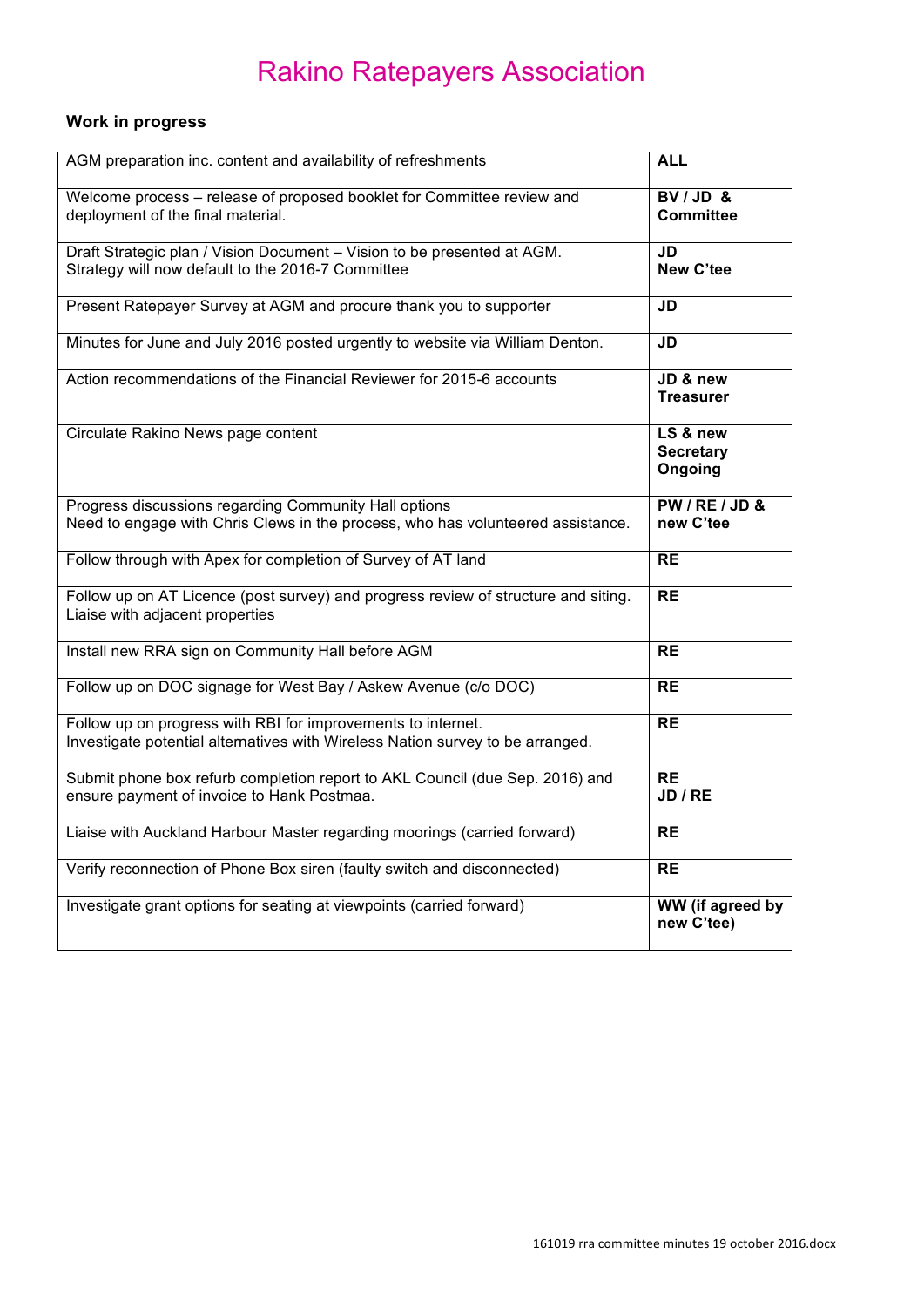# Rakino Ratepayers Association

**Work in progress**

| | |
|---|---|
| AGM preparation inc. content and availability of refreshments | **ALL** |
| Welcome process – release of proposed booklet for Committee review and deployment of the final material. | **BV / JD & Committee** |
| Draft Strategic plan / Vision Document – Vision to be presented at AGM. Strategy will now default to the 2016-7 Committee | **JD New C'tee** |
| Present Ratepayer Survey at AGM and procure thank you to supporter | **JD** |
| Minutes for June and July 2016 posted urgently to website via William Denton. | **JD** |
| Action recommendations of the Financial Reviewer for 2015-6 accounts | **JD & new Treasurer** |
| Circulate Rakino News page content | **LS & new Secretary Ongoing** |
| Progress discussions regarding Community Hall options<br>Need to engage with Chris Clews in the process, who has volunteered assistance. | **PW / RE / JD & new C'tee** |
| Follow through with Apex for completion of Survey of AT land | **RE** |
| Follow up on AT Licence (post survey) and progress review of structure and siting. Liaise with adjacent properties | **RE** |
| Install new RRA sign on Community Hall before AGM | **RE** |
| Follow up on DOC signage for West Bay / Askew Avenue (c/o DOC) | **RE** |
| Follow up on progress with RBI for improvements to internet.<br>Investigate potential alternatives with Wireless Nation survey to be arranged. | **RE** |
| Submit phone box refurb completion report to AKL Council (due Sep. 2016) and ensure payment of invoice to Hank Postmaa. | **RE<br>JD / RE** |
| Liaise with Auckland Harbour Master regarding moorings (carried forward) | **RE** |
| Verify reconnection of Phone Box siren (faulty switch and disconnected) | **RE** |
| Investigate grant options for seating at viewpoints (carried forward) | **WW (if agreed by new C'tee)** |

161019 rra committee minutes 19 october 2016.docx